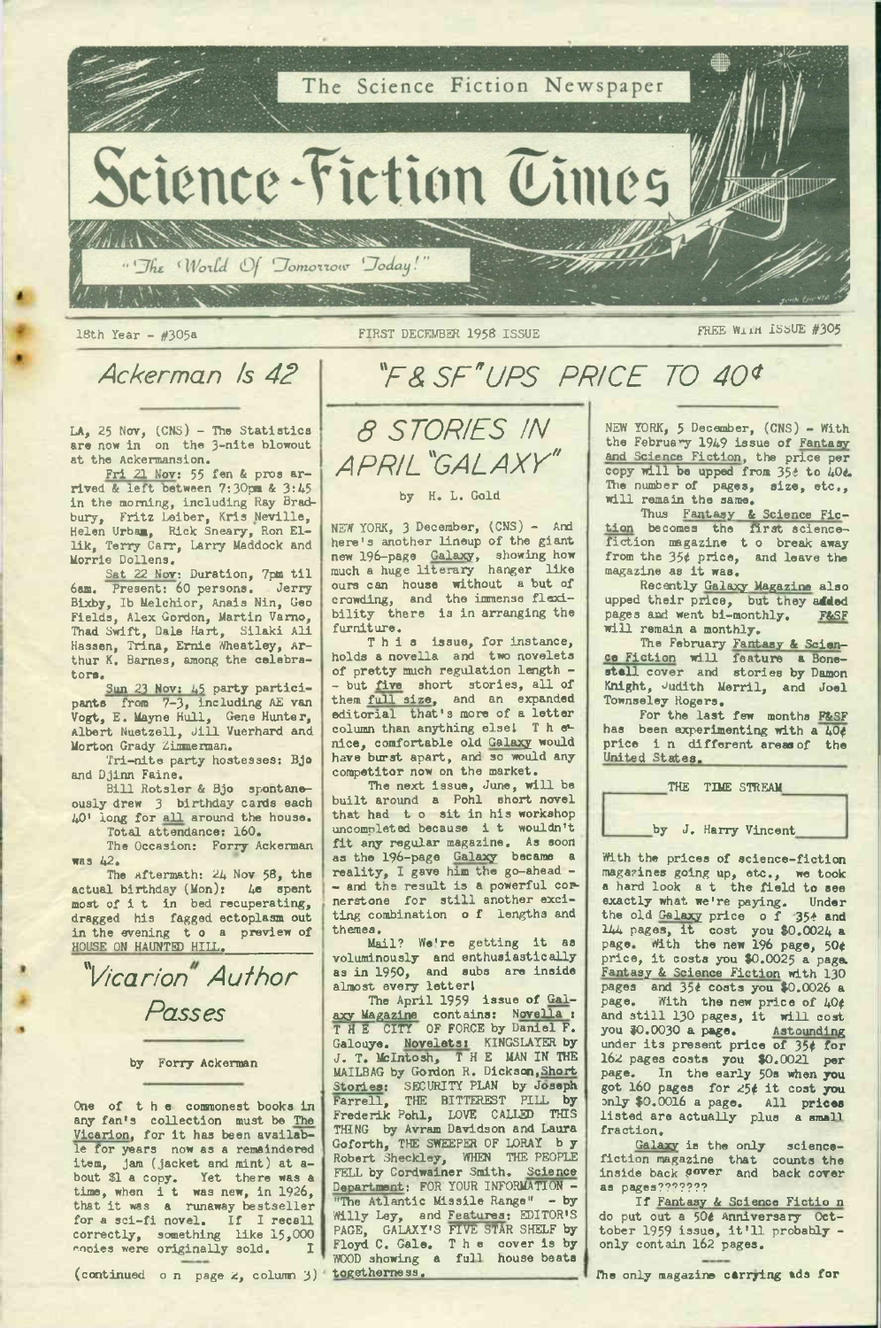The Science Fiction Newspaper

# Science-Fiction Times

"The World Of Tomorrow Today!"

18th Year - #305a — FIRST DECEMBER 1958 ISSUE — FREE WITH ISSUE #305

## Ackerman Is 42

LA, 25 Nov, (CNS) - The Statistics are now in on the 3-nite blowout at the Ackermansion.

Fri 21 Nov: 55 fen & pros arrived & left between 7:30pm & 3:45 in the morning, including Ray Bradbury, Fritz Leiber, Kris Neville, Helen Urban, Rick Sneary, Ron Ellik, Terry Carr, Larry Maddock and Morrie Dollens.

Sat 22 Nov: Duration, 7pm til 6am. Present: 60 persons. Jerry Bixby, Ib Melchior, Anais Nin, Geo Fields, Alex Gordon, Martin Varno, Thad Swift, Dale Hart, Silaki Ali Hassen, Trina, Ernie Wheatley, Arthur K. Barnes, among the celebrators.

Sun 23 Nov: 45 party participants from 7-3, including AE van Vogt, E. Mayne Hull, Gene Hunter, Albert Nuetzell, Jill Vuerhard and Morton Grady Zimmerman.

Tri-nite party hostesses: Bjo and Djinn Faine.

Bill Rotsler & Bjo spontaneously drew 3 birthday cards each 40' long for all around the house.

Total attendance: 160.

The Occasion: Forry Ackerman was 42.

The aftermath: 24 Nov 58, the actual birthday (Mon): 4e spent most of i t in bed recuperating, dragged his fagged ectoplasm out in the evening t o a preview of HOUSE ON HAUNTED HILL.

## "Vicarion" Author Passes

by Forry Ackerman

One of t h e commonest books in any fan's collection must be The Vicarion, for it has been available for years now as a remaindered item, jam (jacket and mint) at about $1 a copy. Yet there was a time, when i t was new, in 1926, that it was a runaway bestseller for a sci-fi novel. If I recall correctly, something like 15,000 copies were originally sold. I

(continued o n page 2, column 3)

## "F & SF" UPS PRICE TO 40¢

## 8 STORIES IN APRIL "GALAXY"

by H. L. Gold

NEW YORK, 3 December, (CNS) - And here's another lineup of the giant new 196-page Galaxy, showing how much a huge literary hanger like ours can house without a but of crowding, and the immense flexibility there is in arranging the furniture.

T h i s issue, for instance, holds a novella and two novelets of pretty much regulation length - - but five short stories, all of them full size, and an expanded editorial that's more of a letter column than anything else! T h e nice, comfortable old Galaxy would have burst apart, and so would any competitor now on the market.

The next issue, June, will be built around a Pohl short novel that had t o sit in his workshop uncompleted because i t wouldn't fit any regular magazine. As soon as the 196-page Galaxy became a reality, I gave him the go-ahead - - and the result is a powerful cornerstone for still another exciting combination o f lengths and themes.

Mail? We're getting it as voluminously and enthusiastically as in 1950, and subs are inside almost every letter!

The April 1959 issue of Galaxy Magazine contains: Novella : T H E CITY OF FORCE by Daniel F. Galouye. Novelets: KINGSLAYER by J. T. McIntosh, T H E MAN IN THE MAILBAG by Gordon R. Dickson, Short Stories: SECURITY PLAN by Joseph Farrell, THE BITTEREST PILL by Frederik Pohl, LOVE CALLED THIS THING by Avram Davidson and Laura Goforth, THE SWEEPER OF LORAY b y Robert Sheckley, WHEN THE PEOPLE FELL by Cordwainer Smith. Science Department: FOR YOUR INFORMATION - "The Atlantic Missile Range" - by Willy Ley, and Features: EDITOR'S PAGE, GALAXY'S FIVE STAR SHELF by Floyd C. Gale. T h e cover is by WOOD showing a full house beats togetherness.

NEW YORK, 5 December, (CNS) - With the February 1949 issue of Fantasy and Science Fiction, the price per copy will be upped from 35¢ to 40¢. The number of pages, size, etc., will remain the same.

Thus Fantasy & Science Fiction becomes the first science-fiction magazine t o break away from the 35¢ price, and leave the magazine as it was.

Recently Galaxy Magazine also upped their price, but they added pages and went bi-monthly. F&SF will remain a monthly.

The February Fantasy & Science Fiction will feature a Bonestell cover and stories by Damon Knight, Judith Merril, and Joel Townseley Rogers.

For the last few months F&SF has been experimenting with a 40¢ price i n different areas of the United States.

### THE TIME STREAM

by J. Harry Vincent

With the prices of science-fiction magazines going up, etc., we took a hard look a t the field to see exactly what we're paying. Under the old Galaxy price o f 35¢ and 144 pages, it cost you $0.0024 a page. With the new 196 page, 50¢ price, it costs you $0.0025 a page. Fantasy & Science Fiction with 130 pages and 35¢ costs you $0.0026 a page. With the new price of 40¢ and still 130 pages, it will cost you $0.0030 a page. Astounding under its present price of 35¢ for 162 pages costs you $0.0021 per page. In the early 50s when you got 160 pages for 25¢ it cost you only $0.0016 a page. All prices listed are actually plus a small fraction.

Galaxy is the only science-fiction magazine that counts the inside back cover and back cover as pages???????

If Fantasy & Science Fictio n do put out a 50¢ Anniversary October 1959 issue, it'll probably - only contain 162 pages.

The only magazine carrying ads for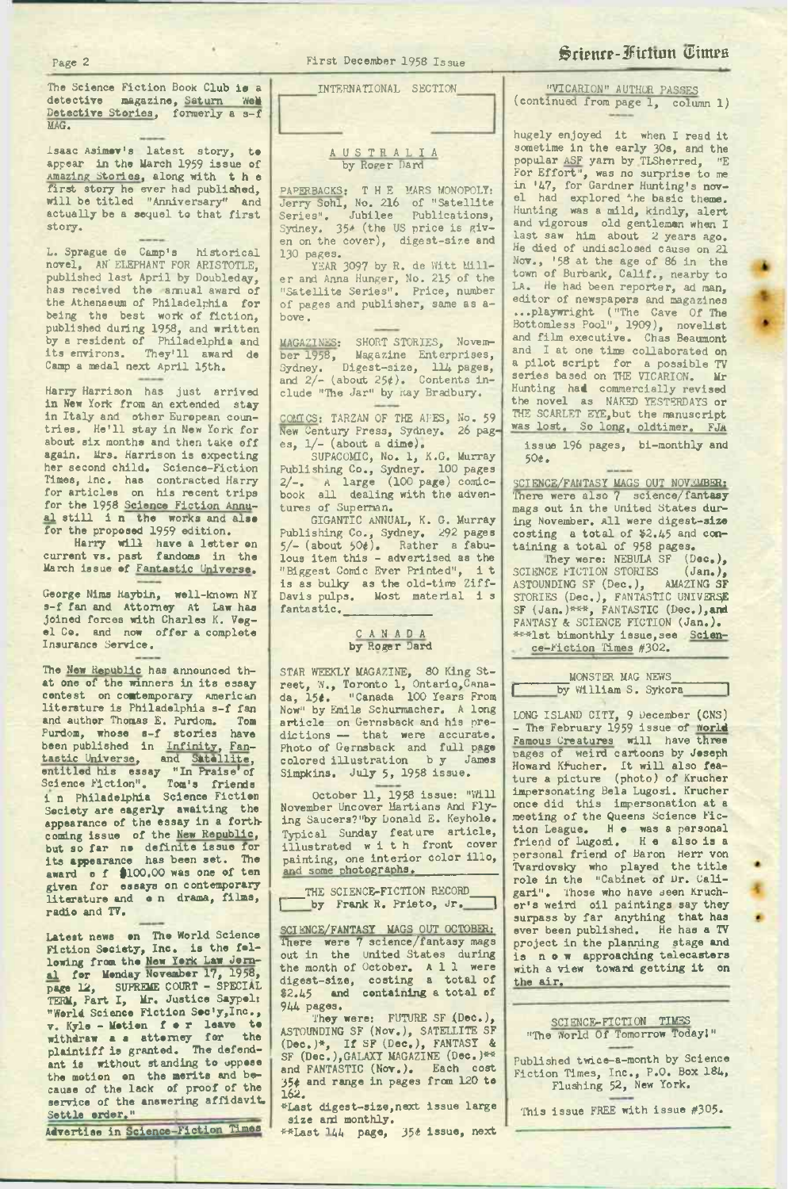The Science Fiction Book Club is a detective magazine, Saturn Web Detective Stories, formerly a s-f MAG.

---

Isaac Asimov's latest story, to appear in the March 1959 issue of Amazing Stories, along with the first story he ever had published, will be titled "Anniversary" and actually be a sequel to that first story.

---

L. Sprague de Camp's historical novel, AN ELEPHANT FOR ARISTOTLE, published last April by Doubleday, has received the annual award of the Athenaeum of Philadelphia for being the best work of fiction, published during 1958, and written by a resident of Philadelphia and its environs. They'll award de Camp a medal next April 15th.

---

Harry Harrison has just arrived in New York from an extended stay in Italy and other European countries. He'll stay in New York for about six months and then take off again. Mrs. Harrison is expecting her second child. Science-Fiction Times, Inc. has contracted Harry for articles on his recent trips for the 1958 Science Fiction Annual still in the works and also for the proposed 1959 edition.

Harry will have a letter on current vs. past fandoms in the March issue of Fantastic Universe.

---

George Nims Raybin, well-known NY s-f fan and Attorney At Law has joined forces with Charles K. Vegel Co. and now offer a complete Insurance Service.

---

The New Republic has announced that one of the winners in its essay contest on contemporary American literature is Philadelphia s-f fan and author Thomas E. Purdom. Tom Purdom, whose s-f stories have been published in Infinity, Fantastic Universe, and Satellite, entitled his essay "In Praise of Science Fiction". Tom's friends in Philadelphia Science Fiction Society are eagerly awaiting the appearance of the essay in a forthcoming issue of the New Republic, but so far no definite issue for its appearance has been set. The award of $100.00 was one of ten given for essays on contemporary literature and on drama, films, radio and TV.

---

Latest news on The World Science Fiction Society, Inc. is the following from the New York Law Journal for Monday November 17, 1958, page 12, SUPREME COURT - SPECIAL TERM, Part I, Mr. Justice Saypol: "World Science Fiction Soc'y,Inc., v. Kyle - Motion for leave to withdraw as attorney for the plaintiff is granted. The defendant is without standing to oppose the motion on the merits and because of the lack of proof of the service of the answering affidavit. Settle order."

Advertise in Science-Fiction Times

## INTERNATIONAL SECTION

### AUSTRALIA
by Roger Dard

PAPERBACKS: THE MARS MONOPOLY: Jerry Sohl, No. 216 of "Satellite Series". Jubilee Publications, Sydney. 35¢ (the US price is given on the cover), digest-size and 130 pages.

YEAR 3097 by R. de Witt Miller and Anna Hunger, No. 215 of the "Satellite Series". Price, number of pages and publisher, same as above.

---

MAGAZINES: SHORT STORIES, November 1958, Magazine Enterprises, Sydney. Digest-size, 114 pages, and 2/- (about 25¢). Contents include "The Jar" by Ray Bradbury.

---

COMICS: TARZAN OF THE APES, No. 59 New Century Press, Sydney. 26 pages, 1/- (about a dime).

SUPACOMIC, No. 1, K.G. Murray Publishing Co., Sydney. 100 pages 2/-. A large (100 page) comicbook all dealing with the adventures of Superman.

GIGANTIC ANNUAL, K. G. Murray Publishing Co., Sydney. 292 pages 5/- (about 50¢). Rather a fabulous item this - advertised as the "Biggest Comic Ever Printed", it is as bulky as the old-time Ziff-Davis pulps. Most material is fantastic.

### CANADA
by Roger Dard

STAR WEEKLY MAGAZINE, 80 King Street, W., Toronto 1, Ontario,Canada, 15¢. "Canada 100 Years From Now" by Emile Schurmacher. A long article on Gernsback and his predictions — that were accurate. Photo of Gernsback and full page colored illustration by James Simpkins. July 5, 1958 issue.

---

October 11, 1958 issue: "Will November Uncover Martians And Flying Saucers?"by Donald E. Keyhole. Typical Sunday feature article, illustrated with front cover painting, one interior color illo, and some photographs.

## THE SCIENCE-FICTION RECORD
by Frank R. Prieto, Jr.

SCIENCE/FANTASY MAGS OUT OCTOBER: There were 7 science/fantasy mags out in the United States during the month of October. All were digest-size, costing a total of $2.45 and containing a total of 944 pages.

They were: FUTURE SF (Dec.), ASTOUNDING SF (Nov.), SATELLITE SF (Dec.)*, If SF (Dec.), FANTASY & SF (Dec.),GALAXY MAGAZINE (Dec.)** and FANTASTIC (Nov.). Each cost 35¢ and range in pages from 120 to 162.

*Last digest-size,next issue large size and monthly.

**Last 144 page, 35¢ issue, next issue 196 pages, bi-monthly and 50¢.

---

SCIENCE/FANTASY MAGS OUT NOVEMBER: There were also 7 science/fantasy mags out in the United States during November. All were digest-size costing a total of $2.45 and containing a total of 958 pages.

They were: NEBULA SF (Dec.), SCIENCE FICTION STORIES (Jan.), ASTOUNDING SF (Dec.), AMAZING SF STORIES (Dec.), FANTASTIC UNIVERSE SF (Jan.)***, FANTASTIC (Dec.),and FANTASY & SCIENCE FICTION (Jan.).

***1st bimonthly issue,see Science-Fiction Times #302.

## "VICARION" AUTHOR PASSES
(continued from page 1, column 1)

hugely enjoyed it when I read it sometime in the early 30s, and the popular ASF yarn by TLSherred, "E For Effort", was no surprise to me in '47, for Gardner Hunting's novel had explored the basic theme. Hunting was a mild, kindly, alert and vigorous old gentleman when I last saw him about 2 years ago. He died of undisclosed cause on 21 Nov., '58 at the age of 86 in the town of Burbank, Calif., nearby to LA. He had been reporter, ad man, editor of newspapers and magazines ...playwright ("The Cave Of The Bottomless Pool", 1909), novelist and film executive. Chas Beaumont and I at one time collaborated on a pilot script for a possible TV series based on THE VICARION. Mr Hunting had commercially revised the novel as NAKED YESTERDAYS or THE SCARLET EYE,but the manuscript was lost. So long, oldtimer. FJA

## MONSTER MAG NEWS
by William S. Sykora

LONG ISLAND CITY, 9 December (CNS) - The February 1959 issue of World Famous Creatures will have three pages of weird cartoons by Joseph Howard Krucher. It will also feature a picture (photo) of Krucher impersonating Bela Lugosi. Krucher once did this impersonation at a meeting of the Queens Science Fiction League. He was a personal friend of Lugosi. He also is a personal friend of Baron Herr von Tvardovsky who played the title role in the "Cabinet of Dr. Caligari". Those who have seen Krucher's weird oil paintings say they surpass by far anything that has ever been published. He has a TV project in the planning stage and is now approaching telecasters with a view toward getting it on the air.

## SCIENCE-FICTION TIMES
"The World Of Tomorrow Today!"

Published twice-a-month by Science Fiction Times, Inc., P.O. Box 184, Flushing 52, New York.

This issue FREE with issue #305.